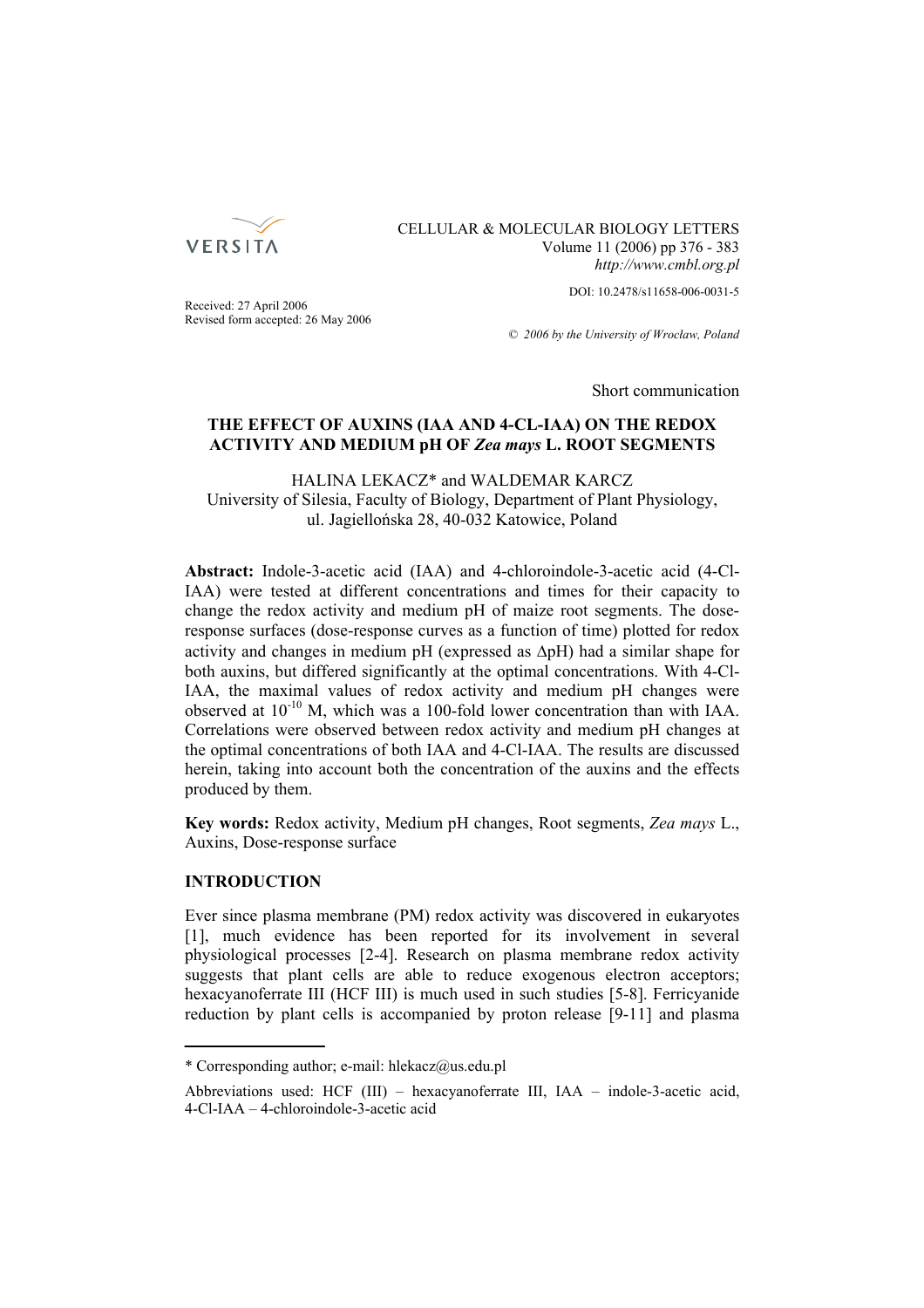CELLULAR & MOLECULAR BIOLOGY LETTERS
Volume 11 (2006) pp 376 - 383
*http://www.cmbl.org.pl*

DOI: 10.2478/s11658-006-0031-5

Received: 27 April 2006
Revised form accepted: 26 May 2006

*© 2006 by the University of Wrocław, Poland*

Short communication

# THE EFFECT OF AUXINS (IAA AND 4-CL-IAA) ON THE REDOX ACTIVITY AND MEDIUM pH OF *Zea mays* L. ROOT SEGMENTS

HALINA LEKACZ* and WALDEMAR KARCZ
University of Silesia, Faculty of Biology, Department of Plant Physiology, ul. Jagiellońska 28, 40-032 Katowice, Poland

**Abstract:** Indole-3-acetic acid (IAA) and 4-chloroindole-3-acetic acid (4-Cl-IAA) were tested at different concentrations and times for their capacity to change the redox activity and medium pH of maize root segments. The dose-response surfaces (dose-response curves as a function of time) plotted for redox activity and changes in medium pH (expressed as ΔpH) had a similar shape for both auxins, but differed significantly at the optimal concentrations. With 4-Cl-IAA, the maximal values of redox activity and medium pH changes were observed at $10^{-10}$ M, which was a 100-fold lower concentration than with IAA. Correlations were observed between redox activity and medium pH changes at the optimal concentrations of both IAA and 4-Cl-IAA. The results are discussed herein, taking into account both the concentration of the auxins and the effects produced by them.

**Key words:** Redox activity, Medium pH changes, Root segments, *Zea mays* L., Auxins, Dose-response surface

## INTRODUCTION

Ever since plasma membrane (PM) redox activity was discovered in eukaryotes [1], much evidence has been reported for its involvement in several physiological processes [2-4]. Research on plasma membrane redox activity suggests that plant cells are able to reduce exogenous electron acceptors; hexacyanoferrate III (HCF III) is much used in such studies [5-8]. Ferricyanide reduction by plant cells is accompanied by proton release [9-11] and plasma

---

* Corresponding author; e-mail: hlekacz@us.edu.pl

Abbreviations used: HCF (III) – hexacyanoferrate III, IAA – indole-3-acetic acid, 4-Cl-IAA – 4-chloroindole-3-acetic acid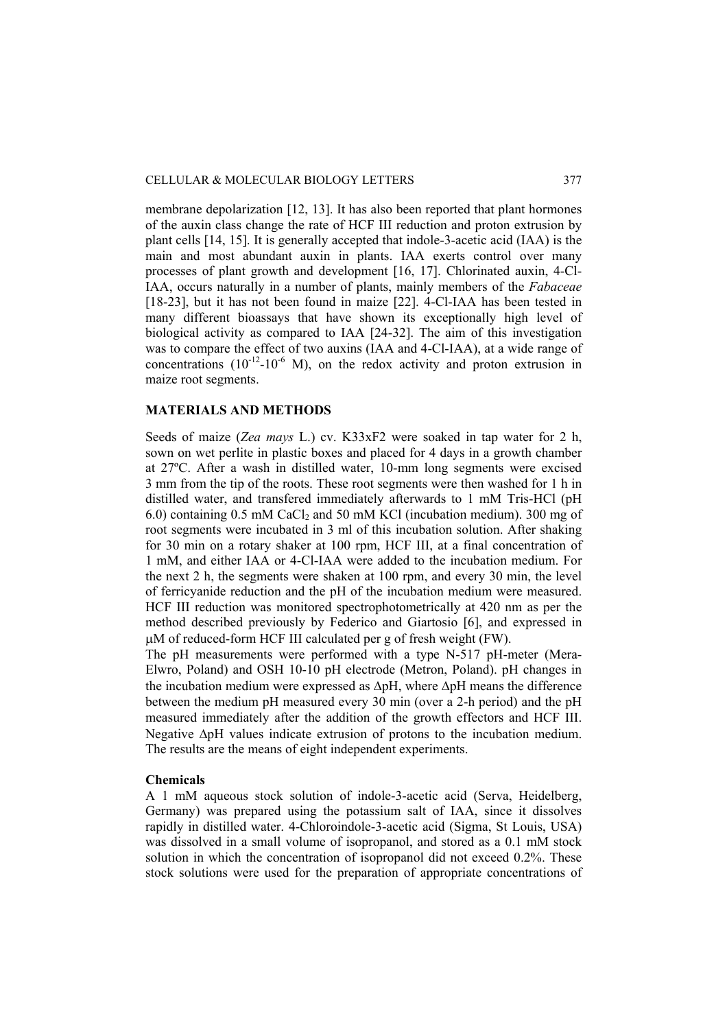membrane depolarization [12, 13]. It has also been reported that plant hormones of the auxin class change the rate of HCF III reduction and proton extrusion by plant cells [14, 15]. It is generally accepted that indole-3-acetic acid (IAA) is the main and most abundant auxin in plants. IAA exerts control over many processes of plant growth and development [16, 17]. Chlorinated auxin, 4-Cl-IAA, occurs naturally in a number of plants, mainly members of the *Fabaceae* [18-23], but it has not been found in maize [22]. 4-Cl-IAA has been tested in many different bioassays that have shown its exceptionally high level of biological activity as compared to IAA [24-32]. The aim of this investigation was to compare the effect of two auxins (IAA and 4-Cl-IAA), at a wide range of concentrations ($10^{-12}$-$10^{-6}$ M), on the redox activity and proton extrusion in maize root segments.

## MATERIALS AND METHODS

Seeds of maize (*Zea mays* L.) cv. K33xF2 were soaked in tap water for 2 h, sown on wet perlite in plastic boxes and placed for 4 days in a growth chamber at 27ºC. After a wash in distilled water, 10-mm long segments were excised 3 mm from the tip of the roots. These root segments were then washed for 1 h in distilled water, and transfered immediately afterwards to 1 mM Tris-HCl (pH 6.0) containing 0.5 mM $CaCl_2$ and 50 mM KCl (incubation medium). 300 mg of root segments were incubated in 3 ml of this incubation solution. After shaking for 30 min on a rotary shaker at 100 rpm, HCF III, at a final concentration of 1 mM, and either IAA or 4-Cl-IAA were added to the incubation medium. For the next 2 h, the segments were shaken at 100 rpm, and every 30 min, the level of ferricyanide reduction and the pH of the incubation medium were measured. HCF III reduction was monitored spectrophotometrically at 420 nm as per the method described previously by Federico and Giartosio [6], and expressed in μM of reduced-form HCF III calculated per g of fresh weight (FW).

The pH measurements were performed with a type N-517 pH-meter (Mera-Elwro, Poland) and OSH 10-10 pH electrode (Metron, Poland). pH changes in the incubation medium were expressed as ΔpH, where ΔpH means the difference between the medium pH measured every 30 min (over a 2-h period) and the pH measured immediately after the addition of the growth effectors and HCF III. Negative ΔpH values indicate extrusion of protons to the incubation medium. The results are the means of eight independent experiments.

### Chemicals

A 1 mM aqueous stock solution of indole-3-acetic acid (Serva, Heidelberg, Germany) was prepared using the potassium salt of IAA, since it dissolves rapidly in distilled water. 4-Chloroindole-3-acetic acid (Sigma, St Louis, USA) was dissolved in a small volume of isopropanol, and stored as a 0.1 mM stock solution in which the concentration of isopropanol did not exceed 0.2%. These stock solutions were used for the preparation of appropriate concentrations of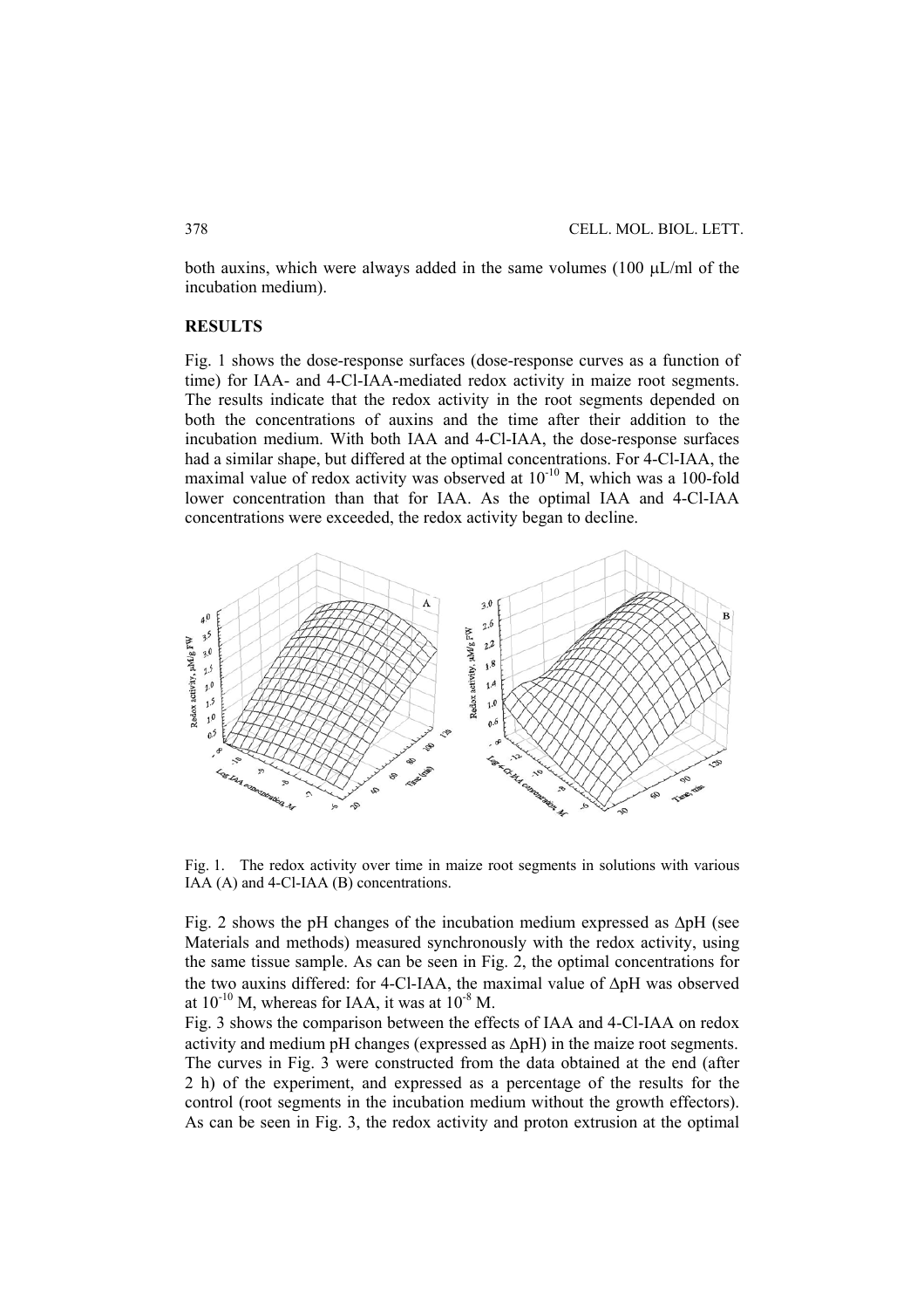both auxins, which were always added in the same volumes (100 μL/ml of the incubation medium).

## RESULTS

Fig. 1 shows the dose-response surfaces (dose-response curves as a function of time) for IAA- and 4-Cl-IAA-mediated redox activity in maize root segments. The results indicate that the redox activity in the root segments depended on both the concentrations of auxins and the time after their addition to the incubation medium. With both IAA and 4-Cl-IAA, the dose-response surfaces had a similar shape, but differed at the optimal concentrations. For 4-Cl-IAA, the maximal value of redox activity was observed at $10^{-10}$ M, which was a 100-fold lower concentration than that for IAA. As the optimal IAA and 4-Cl-IAA concentrations were exceeded, the redox activity began to decline.

Fig. 1. The redox activity over time in maize root segments in solutions with various IAA (A) and 4-Cl-IAA (B) concentrations.

Fig. 2 shows the pH changes of the incubation medium expressed as ΔpH (see Materials and methods) measured synchronously with the redox activity, using the same tissue sample. As can be seen in Fig. 2, the optimal concentrations for the two auxins differed: for 4-Cl-IAA, the maximal value of ΔpH was observed at $10^{-10}$ M, whereas for IAA, it was at $10^{-8}$ M.

Fig. 3 shows the comparison between the effects of IAA and 4-Cl-IAA on redox activity and medium pH changes (expressed as ΔpH) in the maize root segments. The curves in Fig. 3 were constructed from the data obtained at the end (after 2 h) of the experiment, and expressed as a percentage of the results for the control (root segments in the incubation medium without the growth effectors). As can be seen in Fig. 3, the redox activity and proton extrusion at the optimal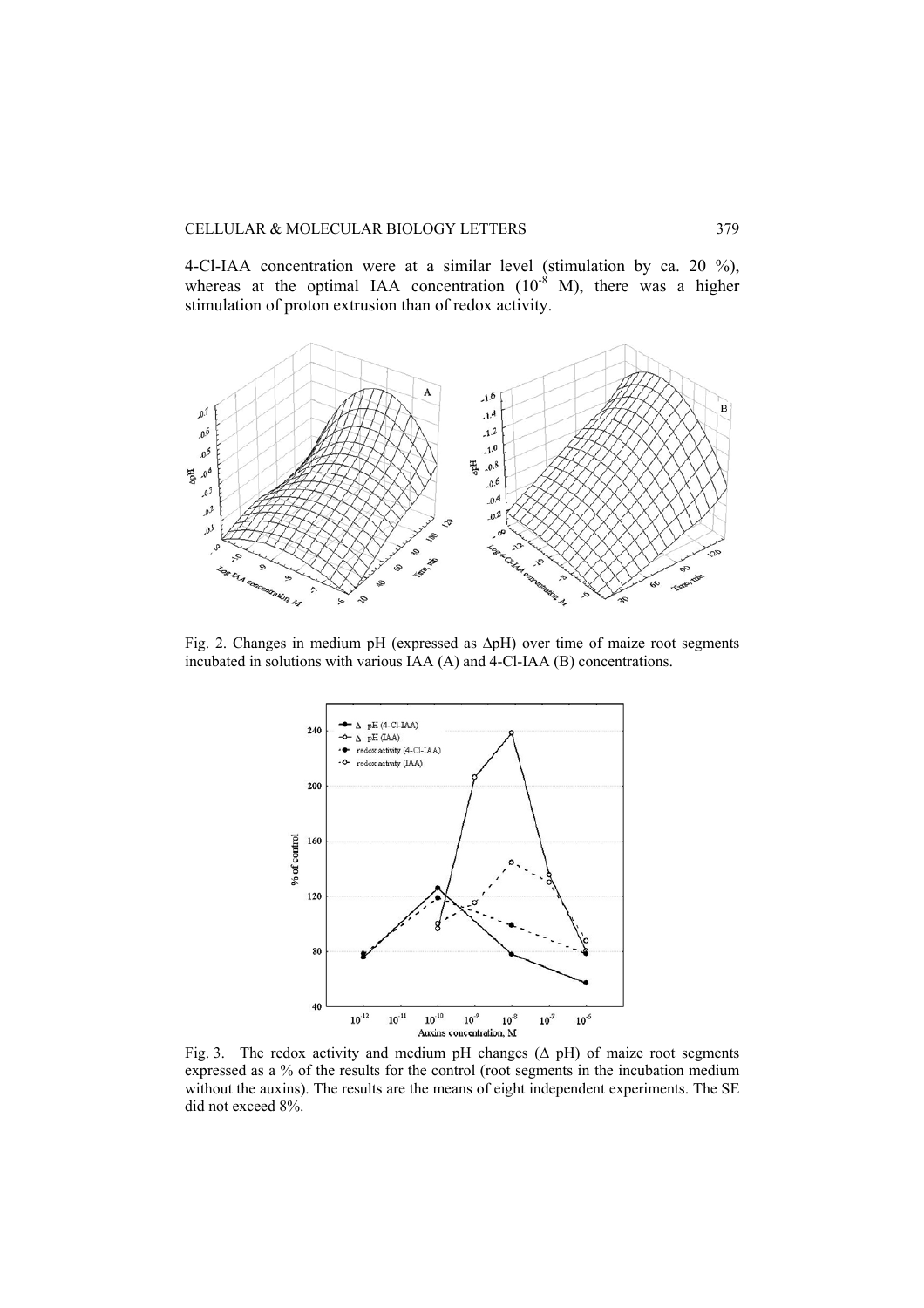4-Cl-IAA concentration were at a similar level (stimulation by ca. 20 %), whereas at the optimal IAA concentration ($10^{-8}$ M), there was a higher stimulation of proton extrusion than of redox activity.

Fig. 2. Changes in medium pH (expressed as ΔpH) over time of maize root segments incubated in solutions with various IAA (A) and 4-Cl-IAA (B) concentrations.

Fig. 3. The redox activity and medium pH changes (Δ pH) of maize root segments expressed as a % of the results for the control (root segments in the incubation medium without the auxins). The results are the means of eight independent experiments. The SE did not exceed 8%.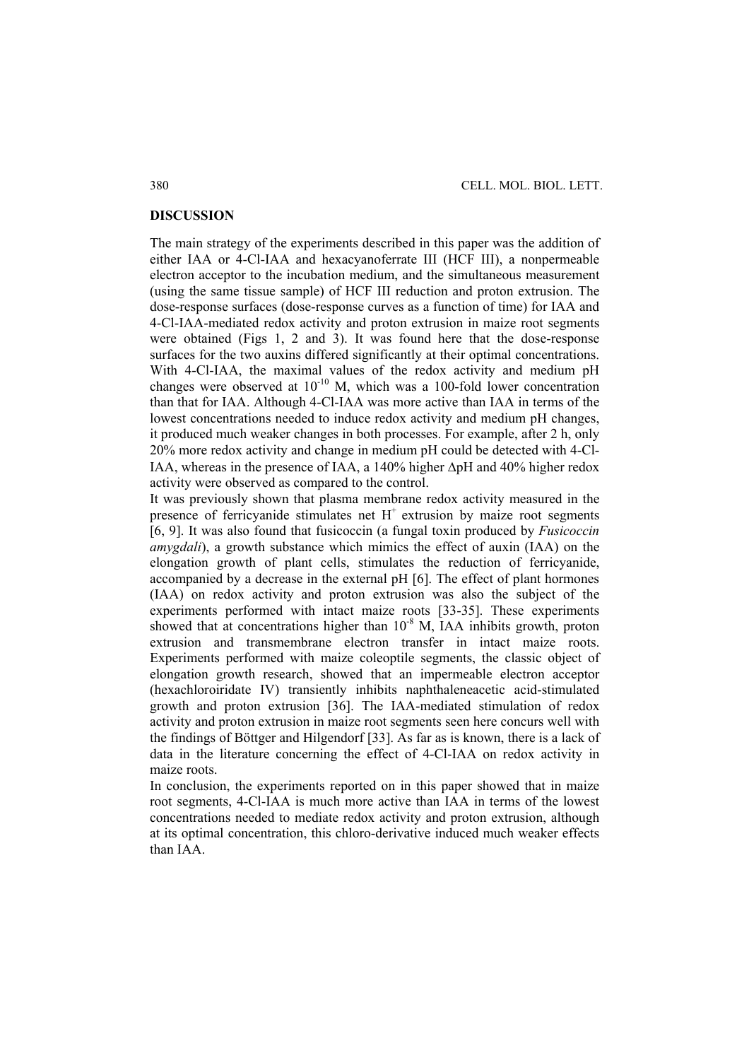## DISCUSSION

The main strategy of the experiments described in this paper was the addition of either IAA or 4-Cl-IAA and hexacyanoferrate III (HCF III), a nonpermeable electron acceptor to the incubation medium, and the simultaneous measurement (using the same tissue sample) of HCF III reduction and proton extrusion. The dose-response surfaces (dose-response curves as a function of time) for IAA and 4-Cl-IAA-mediated redox activity and proton extrusion in maize root segments were obtained (Figs 1, 2 and 3). It was found here that the dose-response surfaces for the two auxins differed significantly at their optimal concentrations. With 4-Cl-IAA, the maximal values of the redox activity and medium pH changes were observed at $10^{-10}$ M, which was a 100-fold lower concentration than that for IAA. Although 4-Cl-IAA was more active than IAA in terms of the lowest concentrations needed to induce redox activity and medium pH changes, it produced much weaker changes in both processes. For example, after 2 h, only 20% more redox activity and change in medium pH could be detected with 4-Cl-IAA, whereas in the presence of IAA, a 140% higher $\Delta$pH and 40% higher redox activity were observed as compared to the control.

It was previously shown that plasma membrane redox activity measured in the presence of ferricyanide stimulates net $H^+$ extrusion by maize root segments [6, 9]. It was also found that fusicoccin (a fungal toxin produced by *Fusicoccin amygdali*), a growth substance which mimics the effect of auxin (IAA) on the elongation growth of plant cells, stimulates the reduction of ferricyanide, accompanied by a decrease in the external pH [6]. The effect of plant hormones (IAA) on redox activity and proton extrusion was also the subject of the experiments performed with intact maize roots [33-35]. These experiments showed that at concentrations higher than $10^{-8}$ M, IAA inhibits growth, proton extrusion and transmembrane electron transfer in intact maize roots. Experiments performed with maize coleoptile segments, the classic object of elongation growth research, showed that an impermeable electron acceptor (hexachloroiridate IV) transiently inhibits naphthaleneacetic acid-stimulated growth and proton extrusion [36]. The IAA-mediated stimulation of redox activity and proton extrusion in maize root segments seen here concurs well with the findings of Böttger and Hilgendorf [33]. As far as is known, there is a lack of data in the literature concerning the effect of 4-Cl-IAA on redox activity in maize roots.

In conclusion, the experiments reported on in this paper showed that in maize root segments, 4-Cl-IAA is much more active than IAA in terms of the lowest concentrations needed to mediate redox activity and proton extrusion, although at its optimal concentration, this chloro-derivative induced much weaker effects than IAA.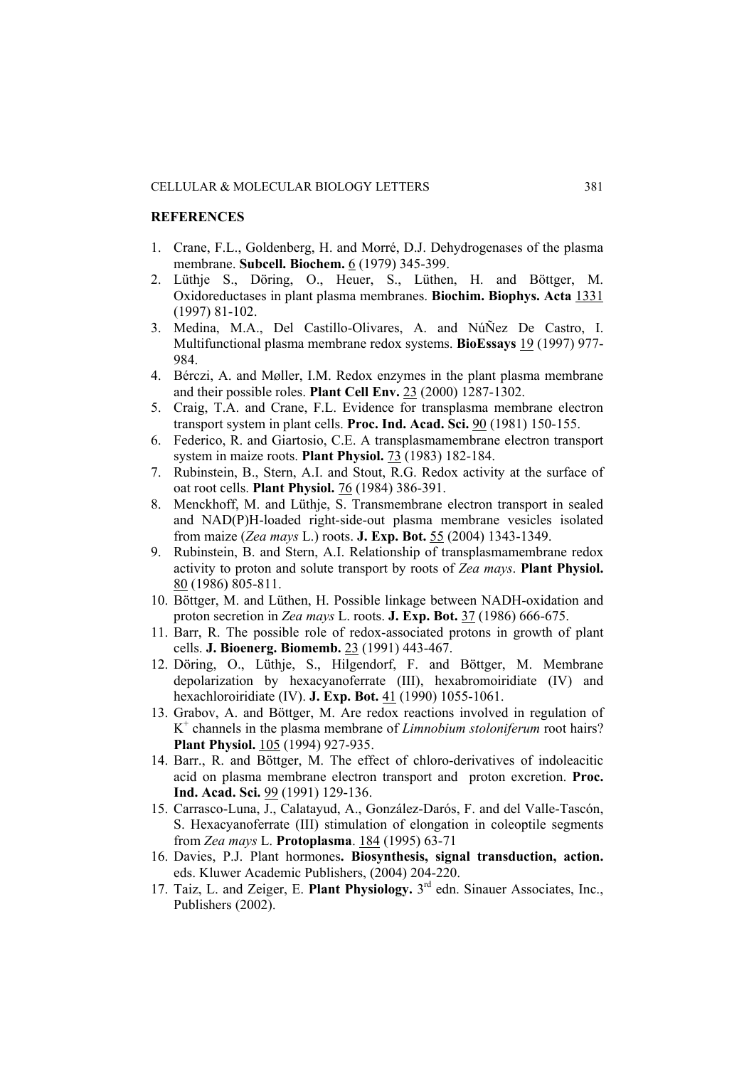## REFERENCES

1. Crane, F.L., Goldenberg, H. and Morré, D.J. Dehydrogenases of the plasma membrane. **Subcell. Biochem.** 6 (1979) 345-399.
2. Lüthje S., Döring, O., Heuer, S., Lüthen, H. and Böttger, M. Oxidoreductases in plant plasma membranes. **Biochim. Biophys. Acta** 1331 (1997) 81-102.
3. Medina, M.A., Del Castillo-Olivares, A. and NúÑez De Castro, I. Multifunctional plasma membrane redox systems. **BioEssays** 19 (1997) 977-984.
4. Bérczi, A. and Møller, I.M. Redox enzymes in the plant plasma membrane and their possible roles. **Plant Cell Env.** 23 (2000) 1287-1302.
5. Craig, T.A. and Crane, F.L. Evidence for transplasma membrane electron transport system in plant cells. **Proc. Ind. Acad. Sci.** 90 (1981) 150-155.
6. Federico, R. and Giartosio, C.E. A transplasmamembrane electron transport system in maize roots. **Plant Physiol.** 73 (1983) 182-184.
7. Rubinstein, B., Stern, A.I. and Stout, R.G. Redox activity at the surface of oat root cells. **Plant Physiol.** 76 (1984) 386-391.
8. Menckhoff, M. and Lüthje, S. Transmembrane electron transport in sealed and NAD(P)H-loaded right-side-out plasma membrane vesicles isolated from maize (*Zea mays* L.) roots. **J. Exp. Bot.** 55 (2004) 1343-1349.
9. Rubinstein, B. and Stern, A.I. Relationship of transplasmamembrane redox activity to proton and solute transport by roots of *Zea mays*. **Plant Physiol.** 80 (1986) 805-811.
10. Böttger, M. and Lüthen, H. Possible linkage between NADH-oxidation and proton secretion in *Zea mays* L. roots. **J. Exp. Bot.** 37 (1986) 666-675.
11. Barr, R. The possible role of redox-associated protons in growth of plant cells. **J. Bioenerg. Biomemb.** 23 (1991) 443-467.
12. Döring, O., Lüthje, S., Hilgendorf, F. and Böttger, M. Membrane depolarization by hexacyanoferrate (III), hexabromoiridiate (IV) and hexachloroiridiate (IV). **J. Exp. Bot.** 41 (1990) 1055-1061.
13. Grabov, A. and Böttger, M. Are redox reactions involved in regulation of $K^+$ channels in the plasma membrane of *Limnobium stoloniferum* root hairs? **Plant Physiol.** 105 (1994) 927-935.
14. Barr., R. and Böttger, M. The effect of chloro-derivatives of indoleacitic acid on plasma membrane electron transport and proton excretion. **Proc. Ind. Acad. Sci.** 99 (1991) 129-136.
15. Carrasco-Luna, J., Calatayud, A., González-Darós, F. and del Valle-Tascón, S. Hexacyanoferrate (III) stimulation of elongation in coleoptile segments from *Zea mays* L. **Protoplasma**. 184 (1995) 63-71
16. Davies, P.J. Plant hormones**. Biosynthesis, signal transduction, action.** eds. Kluwer Academic Publishers, (2004) 204-220.
17. Taiz, L. and Zeiger, E. **Plant Physiology.** 3rd edn. Sinauer Associates, Inc., Publishers (2002).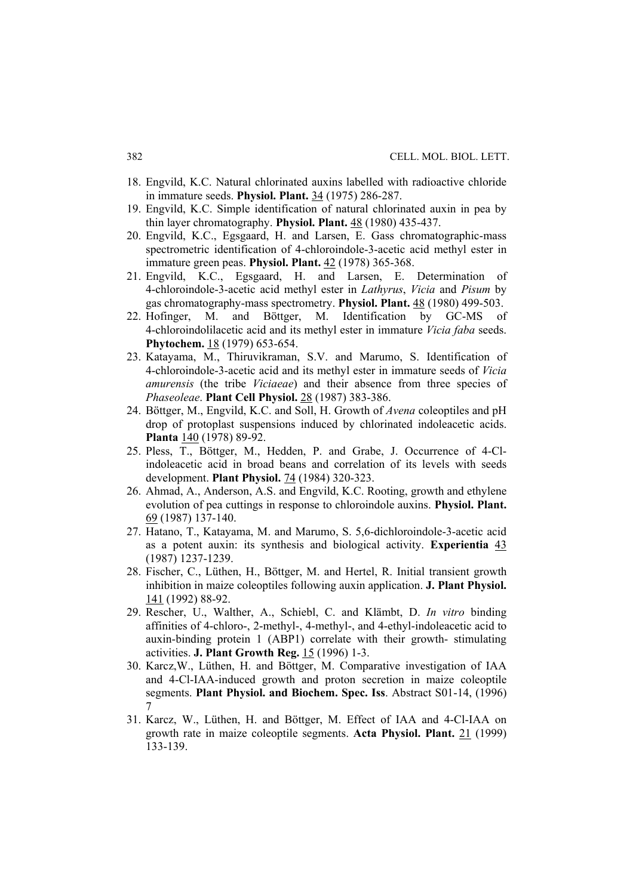18. Engvild, K.C. Natural chlorinated auxins labelled with radioactive chloride in immature seeds. **Physiol. Plant.** 34 (1975) 286-287.
19. Engvild, K.C. Simple identification of natural chlorinated auxin in pea by thin layer chromatography. **Physiol. Plant.** 48 (1980) 435-437.
20. Engvild, K.C., Egsgaard, H. and Larsen, E. Gass chromatographic-mass spectrometric identification of 4-chloroindole-3-acetic acid methyl ester in immature green peas. **Physiol. Plant.** 42 (1978) 365-368.
21. Engvild, K.C., Egsgaard, H. and Larsen, E. Determination of 4-chloroindole-3-acetic acid methyl ester in *Lathyrus*, *Vicia* and *Pisum* by gas chromatography-mass spectrometry. **Physiol. Plant.** 48 (1980) 499-503.
22. Hofinger, M. and Böttger, M. Identification by GC-MS of 4-chloroindolilacetic acid and its methyl ester in immature *Vicia faba* seeds. **Phytochem.** 18 (1979) 653-654.
23. Katayama, M., Thiruvikraman, S.V. and Marumo, S. Identification of 4-chloroindole-3-acetic acid and its methyl ester in immature seeds of *Vicia amurensis* (the tribe *Viciaeae*) and their absence from three species of *Phaseoleae*. **Plant Cell Physiol.** 28 (1987) 383-386.
24. Böttger, M., Engvild, K.C. and Soll, H. Growth of *Avena* coleoptiles and pH drop of protoplast suspensions induced by chlorinated indoleacetic acids. **Planta** 140 (1978) 89-92.
25. Pless, T., Böttger, M., Hedden, P. and Grabe, J. Occurrence of 4-Cl-indoleacetic acid in broad beans and correlation of its levels with seeds development. **Plant Physiol.** 74 (1984) 320-323.
26. Ahmad, A., Anderson, A.S. and Engvild, K.C. Rooting, growth and ethylene evolution of pea cuttings in response to chloroindole auxins. **Physiol. Plant.** 69 (1987) 137-140.
27. Hatano, T., Katayama, M. and Marumo, S. 5,6-dichloroindole-3-acetic acid as a potent auxin: its synthesis and biological activity. **Experientia** 43 (1987) 1237-1239.
28. Fischer, C., Lüthen, H., Böttger, M. and Hertel, R. Initial transient growth inhibition in maize coleoptiles following auxin application. **J. Plant Physiol.** 141 (1992) 88-92.
29. Rescher, U., Walther, A., Schiebl, C. and Klämbt, D. *In vitro* binding affinities of 4-chloro-, 2-methyl-, 4-methyl-, and 4-ethyl-indoleacetic acid to auxin-binding protein 1 (ABP1) correlate with their growth- stimulating activities. **J. Plant Growth Reg.** 15 (1996) 1-3.
30. Karcz,W., Lüthen, H. and Böttger, M. Comparative investigation of IAA and 4-Cl-IAA-induced growth and proton secretion in maize coleoptile segments. **Plant Physiol. and Biochem. Spec. Iss**. Abstract S01-14, (1996) 7
31. Karcz, W., Lüthen, H. and Böttger, M. Effect of IAA and 4-Cl-IAA on growth rate in maize coleoptile segments. **Acta Physiol. Plant.** 21 (1999) 133-139.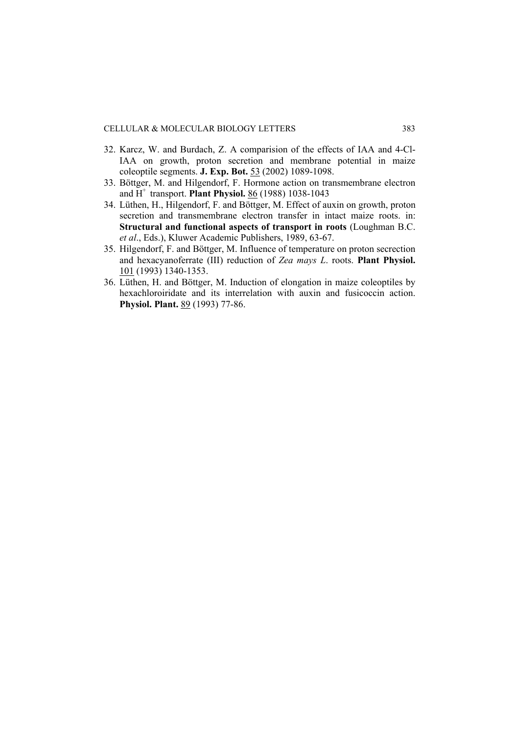32. Karcz, W. and Burdach, Z. A comparision of the effects of IAA and 4-Cl-IAA on growth, proton secretion and membrane potential in maize coleoptile segments. **J. Exp. Bot.** 53 (2002) 1089-1098.
33. Böttger, M. and Hilgendorf, F. Hormone action on transmembrane electron and $H^+$ transport. **Plant Physiol.** 86 (1988) 1038-1043
34. Lüthen, H., Hilgendorf, F. and Böttger, M. Effect of auxin on growth, proton secretion and transmembrane electron transfer in intact maize roots. in: **Structural and functional aspects of transport in roots** (Loughman B.C. *et al*., Eds.), Kluwer Academic Publishers, 1989, 63-67.
35. Hilgendorf, F. and Böttger, M. Influence of temperature on proton secrection and hexacyanoferrate (III) reduction of *Zea mays L*. roots. **Plant Physiol.** 101 (1993) 1340-1353.
36. Lüthen, H. and Böttger, M. Induction of elongation in maize coleoptiles by hexachloroiridate and its interrelation with auxin and fusicoccin action. **Physiol. Plant.** 89 (1993) 77-86.